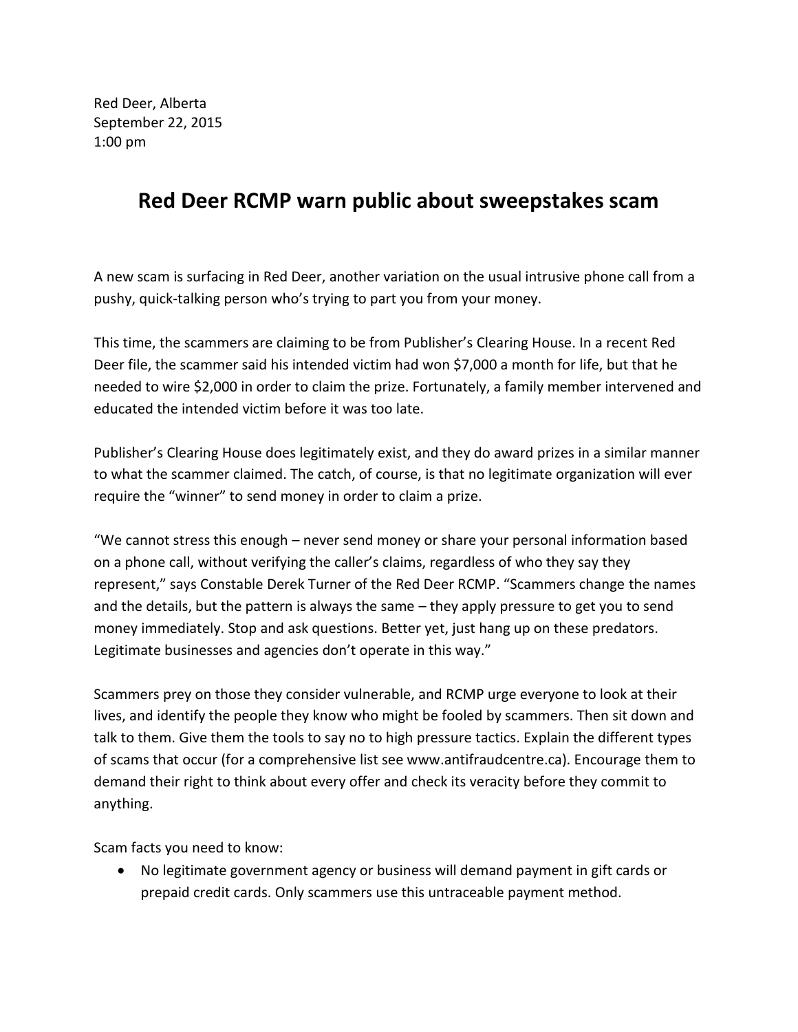Red Deer, Alberta
September 22, 2015
1:00 pm

# Red Deer RCMP warn public about sweepstakes scam

A new scam is surfacing in Red Deer, another variation on the usual intrusive phone call from a pushy, quick-talking person who's trying to part you from your money.

This time, the scammers are claiming to be from Publisher's Clearing House. In a recent Red Deer file, the scammer said his intended victim had won $7,000 a month for life, but that he needed to wire $2,000 in order to claim the prize. Fortunately, a family member intervened and educated the intended victim before it was too late.

Publisher's Clearing House does legitimately exist, and they do award prizes in a similar manner to what the scammer claimed. The catch, of course, is that no legitimate organization will ever require the "winner" to send money in order to claim a prize.

"We cannot stress this enough – never send money or share your personal information based on a phone call, without verifying the caller's claims, regardless of who they say they represent," says Constable Derek Turner of the Red Deer RCMP. "Scammers change the names and the details, but the pattern is always the same – they apply pressure to get you to send money immediately. Stop and ask questions. Better yet, just hang up on these predators. Legitimate businesses and agencies don't operate in this way."

Scammers prey on those they consider vulnerable, and RCMP urge everyone to look at their lives, and identify the people they know who might be fooled by scammers. Then sit down and talk to them. Give them the tools to say no to high pressure tactics. Explain the different types of scams that occur (for a comprehensive list see www.antifraudcentre.ca). Encourage them to demand their right to think about every offer and check its veracity before they commit to anything.

Scam facts you need to know:

- No legitimate government agency or business will demand payment in gift cards or prepaid credit cards. Only scammers use this untraceable payment method.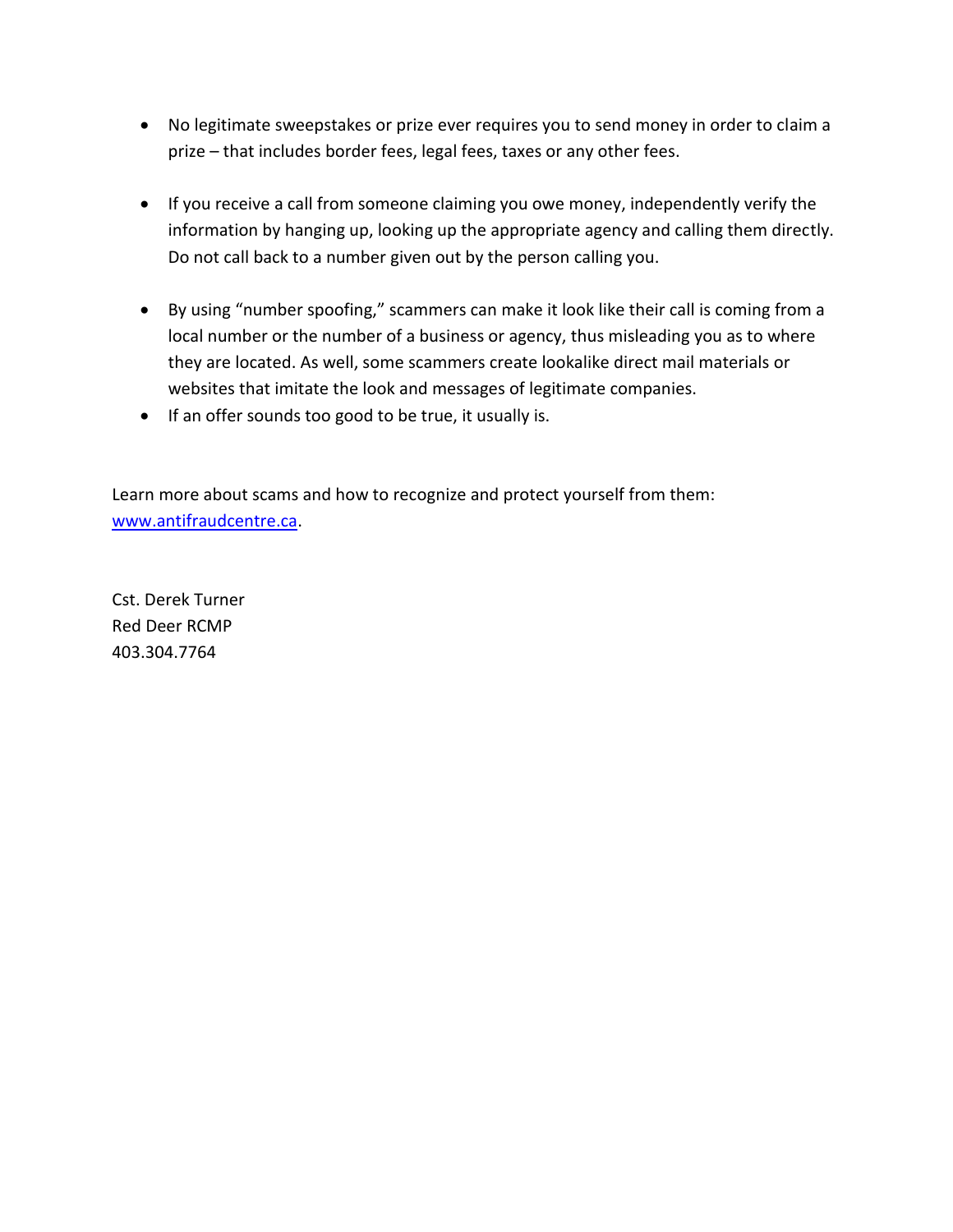- No legitimate sweepstakes or prize ever requires you to send money in order to claim a prize – that includes border fees, legal fees, taxes or any other fees.

- If you receive a call from someone claiming you owe money, independently verify the information by hanging up, looking up the appropriate agency and calling them directly. Do not call back to a number given out by the person calling you.

- By using "number spoofing," scammers can make it look like their call is coming from a local number or the number of a business or agency, thus misleading you as to where they are located. As well, some scammers create lookalike direct mail materials or websites that imitate the look and messages of legitimate companies.
- If an offer sounds too good to be true, it usually is.

Learn more about scams and how to recognize and protect yourself from them: [www.antifraudcentre.ca](http://www.antifraudcentre.ca).

Cst. Derek Turner
Red Deer RCMP
403.304.7764